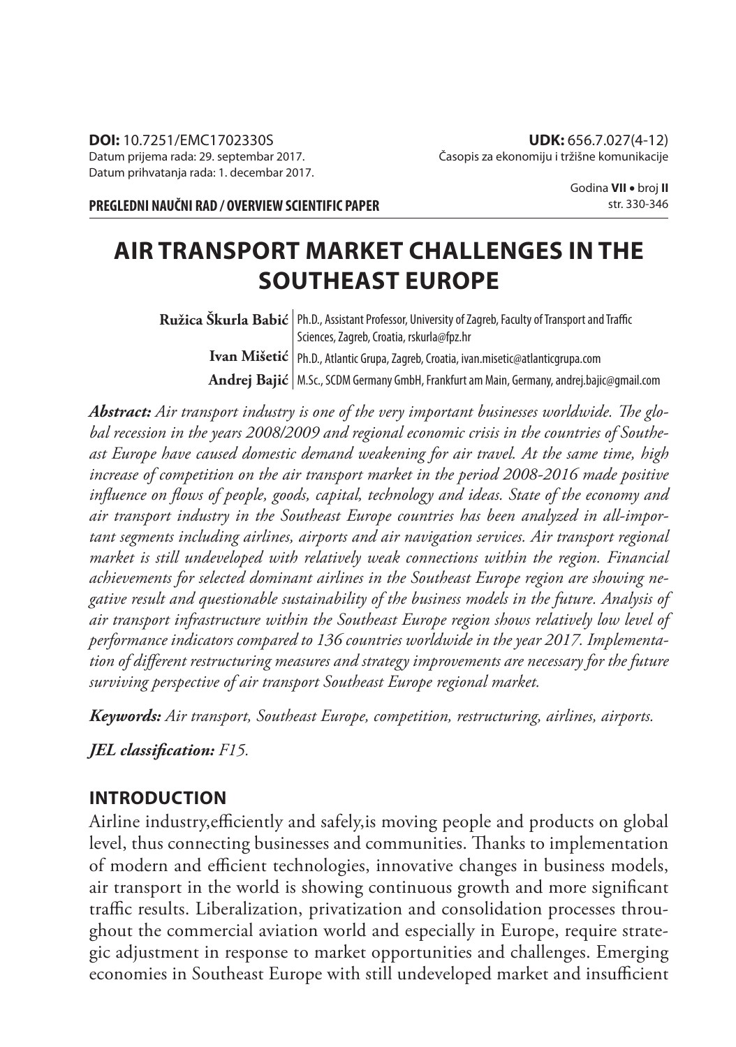**DOI:** 10.7251/EMC1702330S
Datum prijema rada: 29. septembar 2017.
Datum prihvatanja rada: 1. decembar 2017.

**UDK:** 656.7.027(4-12)
Časopis za ekonomiju i tržišne komunikacije

**PREGLEDNI NAUČNI RAD / OVERVIEW SCIENTIFIC PAPER**

# AIR TRANSPORT MARKET CHALLENGES IN THE SOUTHEAST EUROPE

**Ružica Škurla Babić** | Ph.D., Assistant Professor, University of Zagreb, Faculty of Transport and Traffic Sciences, Zagreb, Croatia, rskurla@fpz.hr

**Ivan Mišetić** | Ph.D., Atlantic Grupa, Zagreb, Croatia, ivan.misetic@atlanticgrupa.com

**Andrej Bajić** | M.Sc., SCDM Germany GmbH, Frankfurt am Main, Germany, andrej.bajic@gmail.com

***Abstract:*** *Air transport industry is one of the very important businesses worldwide. The global recession in the years 2008/2009 and regional economic crisis in the countries of Southeast Europe have caused domestic demand weakening for air travel. At the same time, high increase of competition on the air transport market in the period 2008-2016 made positive influence on flows of people, goods, capital, technology and ideas. State of the economy and air transport industry in the Southeast Europe countries has been analyzed in all-important segments including airlines, airports and air navigation services. Air transport regional market is still undeveloped with relatively weak connections within the region. Financial achievements for selected dominant airlines in the Southeast Europe region are showing negative result and questionable sustainability of the business models in the future. Analysis of air transport infrastructure within the Southeast Europe region shows relatively low level of performance indicators compared to 136 countries worldwide in the year 2017. Implementation of different restructuring measures and strategy improvements are necessary for the future surviving perspective of air transport Southeast Europe regional market.*

***Keywords:*** *Air transport, Southeast Europe, competition, restructuring, airlines, airports.*

***JEL classification:*** *F15.*

## INTRODUCTION

Airline industry,efficiently and safely,is moving people and products on global level, thus connecting businesses and communities. Thanks to implementation of modern and efficient technologies, innovative changes in business models, air transport in the world is showing continuous growth and more significant traffic results. Liberalization, privatization and consolidation processes throughout the commercial aviation world and especially in Europe, require strategic adjustment in response to market opportunities and challenges. Emerging economies in Southeast Europe with still undeveloped market and insufficient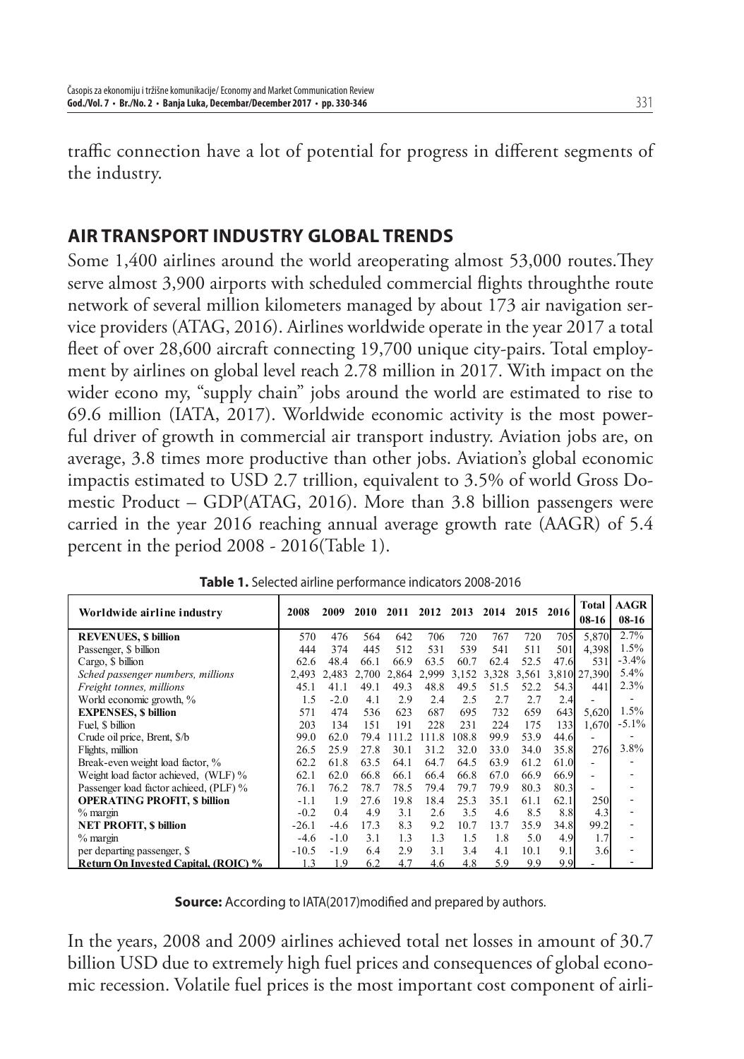traffic connection have a lot of potential for progress in different segments of the industry.

## AIR TRANSPORT INDUSTRY GLOBAL TRENDS

Some 1,400 airlines around the world areoperating almost 53,000 routes.They serve almost 3,900 airports with scheduled commercial flights throughthe route network of several million kilometers managed by about 173 air navigation service providers (ATAG, 2016). Airlines worldwide operate in the year 2017 a total fleet of over 28,600 aircraft connecting 19,700 unique city-pairs. Total employment by airlines on global level reach 2.78 million in 2017. With impact on the wider econo my, "supply chain" jobs around the world are estimated to rise to 69.6 million (IATA, 2017). Worldwide economic activity is the most powerful driver of growth in commercial air transport industry. Aviation jobs are, on average, 3.8 times more productive than other jobs. Aviation's global economic impactis estimated to USD 2.7 trillion, equivalent to 3.5% of world Gross Domestic Product – GDP(ATAG, 2016). More than 3.8 billion passengers were carried in the year 2016 reaching annual average growth rate (AAGR) of 5.4 percent in the period 2008 - 2016(Table 1).

**Table 1.** Selected airline performance indicators 2008-2016

| Worldwide airline industry | 2008 | 2009 | 2010 | 2011 | 2012 | 2013 | 2014 | 2015 | 2016 | Total 08-16 | AAGR 08-16 |
|---|---|---|---|---|---|---|---|---|---|---|---|
| **REVENUES, $ billion** | 570 | 476 | 564 | 642 | 706 | 720 | 767 | 720 | 705 | 5,870 | 2.7% |
| Passenger, $ billion | 444 | 374 | 445 | 512 | 531 | 539 | 541 | 511 | 501 | 4,398 | 1.5% |
| Cargo, $ billion | 62.6 | 48.4 | 66.1 | 66.9 | 63.5 | 60.7 | 62.4 | 52.5 | 47.6 | 531 | -3.4% |
| *Sched passenger numbers, millions* | 2,493 | 2,483 | 2,700 | 2,864 | 2,999 | 3,152 | 3,328 | 3,561 | 3,810 | 27,390 | 5.4% |
| *Freight tonnes, millions* | 45.1 | 41.1 | 49.1 | 49.3 | 48.8 | 49.5 | 51.5 | 52.2 | 54.3 | 441 | 2.3% |
| World economic growth, % | 1.5 | -2.0 | 4.1 | 2.9 | 2.4 | 2.5 | 2.7 | 2.7 | 2.4 | - | - |
| **EXPENSES, $ billion** | 571 | 474 | 536 | 623 | 687 | 695 | 732 | 659 | 643 | 5,620 | 1.5% |
| Fuel, $ billion | 203 | 134 | 151 | 191 | 228 | 231 | 224 | 175 | 133 | 1,670 | -5.1% |
| Crude oil price, Brent, $/b | 99.0 | 62.0 | 79.4 | 111.2 | 111.8 | 108.8 | 99.9 | 53.9 | 44.6 | - | - |
| Flights, million | 26.5 | 25.9 | 27.8 | 30.1 | 31.2 | 32.0 | 33.0 | 34.0 | 35.8 | 276 | 3.8% |
| Break-even weight load factor, % | 62.2 | 61.8 | 63.5 | 64.1 | 64.7 | 64.5 | 63.9 | 61.2 | 61.0 | - | - |
| Weight load factor achieved, (WLF) % | 62.1 | 62.0 | 66.8 | 66.1 | 66.4 | 66.8 | 67.0 | 66.9 | 66.9 | - | - |
| Passenger load factor achieed, (PLF) % | 76.1 | 76.2 | 78.7 | 78.5 | 79.4 | 79.7 | 79.9 | 80.3 | 80.3 | - | - |
| **OPERATING PROFIT, $ billion** | -1.1 | 1.9 | 27.6 | 19.8 | 18.4 | 25.3 | 35.1 | 61.1 | 62.1 | 250 | - |
| % margin | -0.2 | 0.4 | 4.9 | 3.1 | 2.6 | 3.5 | 4.6 | 8.5 | 8.8 | 4.3 | - |
| **NET PROFIT, $ billion** | -26.1 | -4.6 | 17.3 | 8.3 | 9.2 | 10.7 | 13.7 | 35.9 | 34.8 | 99.2 | - |
| % margin | -4.6 | -1.0 | 3.1 | 1.3 | 1.3 | 1.5 | 1.8 | 5.0 | 4.9 | 1.7 | - |
| per departing passenger, $ | -10.5 | -1.9 | 6.4 | 2.9 | 3.1 | 3.4 | 4.1 | 10.1 | 9.1 | 3.6 | - |
| **Return On Invested Capital, (ROIC) %** | 1.3 | 1.9 | 6.2 | 4.7 | 4.6 | 4.8 | 5.9 | 9.9 | 9.9 | - | - |

**Source:** According to IATA(2017)modified and prepared by authors.

In the years, 2008 and 2009 airlines achieved total net losses in amount of 30.7 billion USD due to extremely high fuel prices and consequences of global economic recession. Volatile fuel prices is the most important cost component of airli-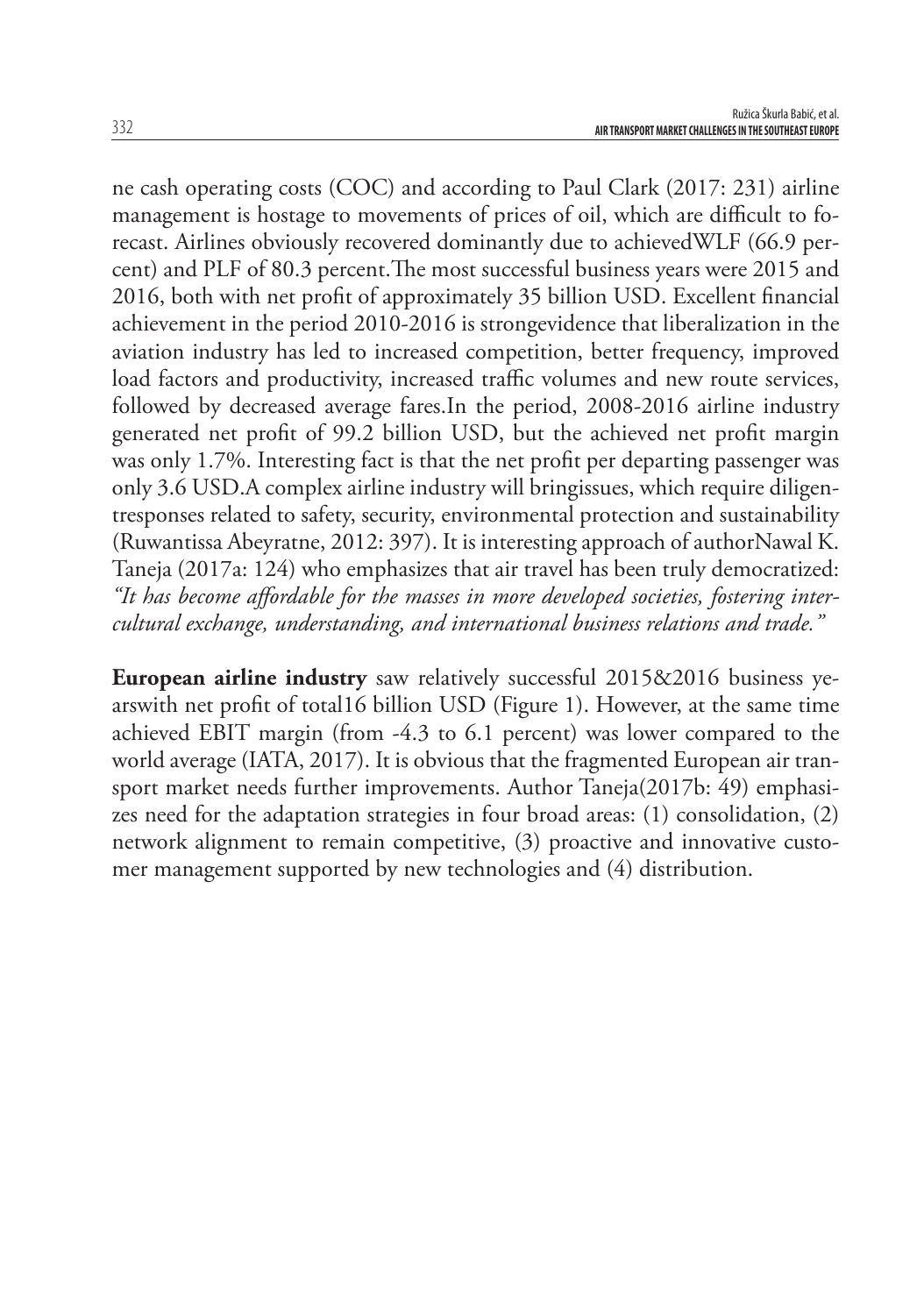ne cash operating costs (COC) and according to Paul Clark (2017: 231) airline management is hostage to movements of prices of oil, which are difficult to forecast. Airlines obviously recovered dominantly due to achievedWLF (66.9 percent) and PLF of 80.3 percent.The most successful business years were 2015 and 2016, both with net profit of approximately 35 billion USD. Excellent financial achievement in the period 2010-2016 is strongevidence that liberalization in the aviation industry has led to increased competition, better frequency, improved load factors and productivity, increased traffic volumes and new route services, followed by decreased average fares.In the period, 2008-2016 airline industry generated net profit of 99.2 billion USD, but the achieved net profit margin was only 1.7%. Interesting fact is that the net profit per departing passenger was only 3.6 USD.A complex airline industry will bringissues, which require diligentresponses related to safety, security, environmental protection and sustainability (Ruwantissa Abeyratne, 2012: 397). It is interesting approach of authorNawal K. Taneja (2017a: 124) who emphasizes that air travel has been truly democratized: *"It has become affordable for the masses in more developed societies, fostering intercultural exchange, understanding, and international business relations and trade."*

**European airline industry** saw relatively successful 2015&2016 business yearswith net profit of total16 billion USD (Figure 1). However, at the same time achieved EBIT margin (from -4.3 to 6.1 percent) was lower compared to the world average (IATA, 2017). It is obvious that the fragmented European air transport market needs further improvements. Author Taneja(2017b: 49) emphasizes need for the adaptation strategies in four broad areas: (1) consolidation, (2) network alignment to remain competitive, (3) proactive and innovative customer management supported by new technologies and (4) distribution.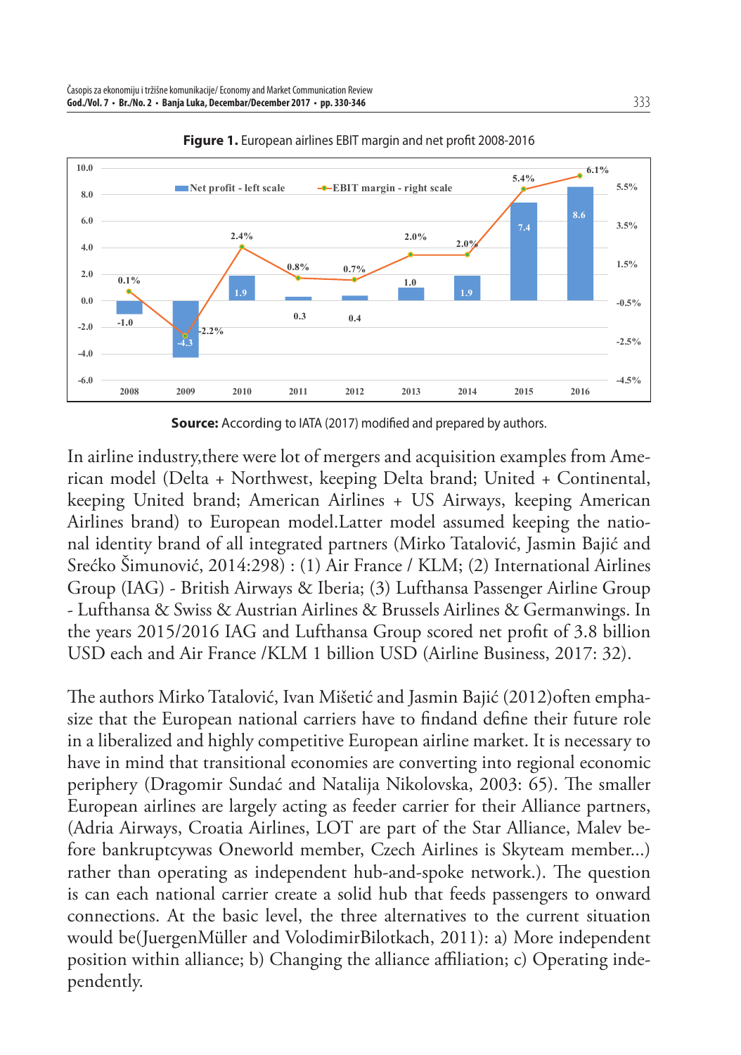**Figure 1.** European airlines EBIT margin and net profit 2008-2016

| Year | Net profit - left scale | EBIT margin - right scale |
|---|---|---|
| 2008 | -1.0 | 0.1% |
| 2009 | -4.3 | -2.2% |
| 2010 | 1.9 | 2.4% |
| 2011 | 0.3 | 0.8% |
| 2012 | 0.4 | 0.7% |
| 2013 | 1.0 | 2.0% |
| 2014 | 1.9 | 2.0% |
| 2015 | 7.4 | 5.4% |
| 2016 | 8.6 | 6.1% |

**Source:** According to IATA (2017) modified and prepared by authors.

In airline industry,there were lot of mergers and acquisition examples from American model (Delta + Northwest, keeping Delta brand; United + Continental, keeping United brand; American Airlines + US Airways, keeping American Airlines brand) to European model.Latter model assumed keeping the national identity brand of all integrated partners (Mirko Tatalović, Jasmin Bajić and Srećko Šimunović, 2014:298) : (1) Air France / KLM; (2) International Airlines Group (IAG) - British Airways & Iberia; (3) Lufthansa Passenger Airline Group - Lufthansa & Swiss & Austrian Airlines & Brussels Airlines & Germanwings. In the years 2015/2016 IAG and Lufthansa Group scored net profit of 3.8 billion USD each and Air France /KLM 1 billion USD (Airline Business, 2017: 32).

The authors Mirko Tatalović, Ivan Mišetić and Jasmin Bajić (2012)often emphasize that the European national carriers have to findand define their future role in a liberalized and highly competitive European airline market. It is necessary to have in mind that transitional economies are converting into regional economic periphery (Dragomir Sundać and Natalija Nikolovska, 2003: 65). The smaller European airlines are largely acting as feeder carrier for their Alliance partners, (Adria Airways, Croatia Airlines, LOT are part of the Star Alliance, Malev before bankruptcywas Oneworld member, Czech Airlines is Skyteam member...) rather than operating as independent hub-and-spoke network.). The question is can each national carrier create a solid hub that feeds passengers to onward connections. At the basic level, the three alternatives to the current situation would be(JuergenMüller and VolodimirBilotkach, 2011): a) More independent position within alliance; b) Changing the alliance affiliation; c) Operating independently.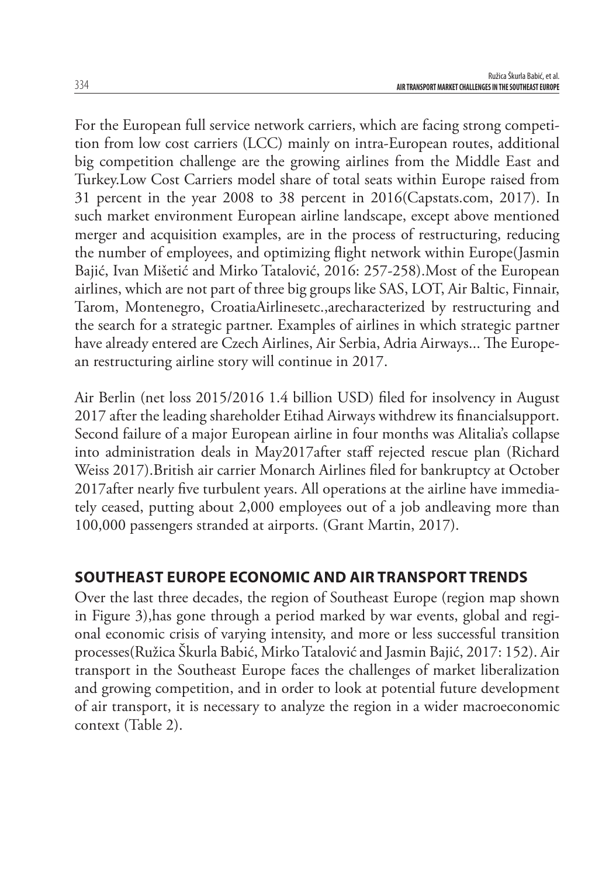For the European full service network carriers, which are facing strong competition from low cost carriers (LCC) mainly on intra-European routes, additional big competition challenge are the growing airlines from the Middle East and Turkey.Low Cost Carriers model share of total seats within Europe raised from 31 percent in the year 2008 to 38 percent in 2016(Capstats.com, 2017). In such market environment European airline landscape, except above mentioned merger and acquisition examples, are in the process of restructuring, reducing the number of employees, and optimizing flight network within Europe(Jasmin Bajić, Ivan Mišetić and Mirko Tatalović, 2016: 257-258).Most of the European airlines, which are not part of three big groups like SAS, LOT, Air Baltic, Finnair, Tarom, Montenegro, CroatiaAirlinesetc.,arecharacterized by restructuring and the search for a strategic partner. Examples of airlines in which strategic partner have already entered are Czech Airlines, Air Serbia, Adria Airways... The European restructuring airline story will continue in 2017.

Air Berlin (net loss 2015/2016 1.4 billion USD) filed for insolvency in August 2017 after the leading shareholder Etihad Airways withdrew its financialsupport. Second failure of a major European airline in four months was Alitalia's collapse into administration deals in May2017after staff rejected rescue plan (Richard Weiss 2017).British air carrier Monarch Airlines filed for bankruptcy at October 2017after nearly five turbulent years. All operations at the airline have immediately ceased, putting about 2,000 employees out of a job andleaving more than 100,000 passengers stranded at airports. (Grant Martin, 2017).

## SOUTHEAST EUROPE ECONOMIC AND AIR TRANSPORT TRENDS

Over the last three decades, the region of Southeast Europe (region map shown in Figure 3),has gone through a period marked by war events, global and regional economic crisis of varying intensity, and more or less successful transition processes(Ružica Škurla Babić, Mirko Tatalović and Jasmin Bajić, 2017: 152). Air transport in the Southeast Europe faces the challenges of market liberalization and growing competition, and in order to look at potential future development of air transport, it is necessary to analyze the region in a wider macroeconomic context (Table 2).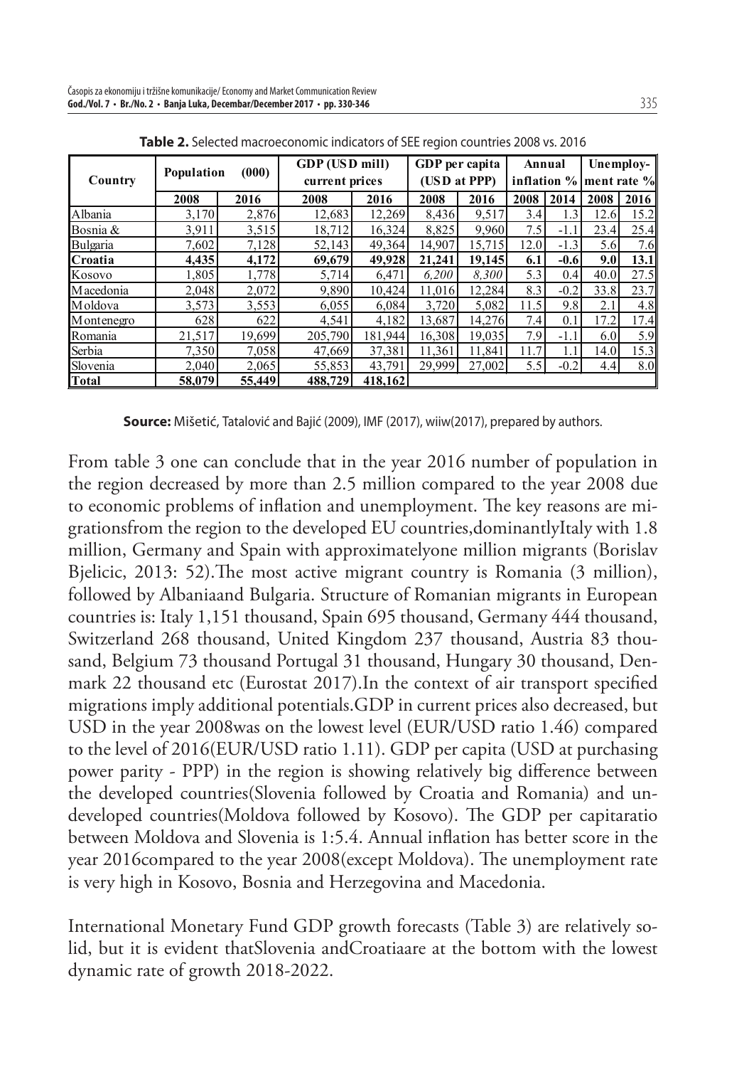**Table 2.** Selected macroeconomic indicators of SEE region countries 2008 vs. 2016

| Country | Population (000) | | GDP (USD mill) current prices | | GDP per capita (USD at PPP) | | Annual inflation % | | Unemploy-ment rate % | |
|---|---|---|---|---|---|---|---|---|---|---|
| | 2008 | 2016 | 2008 | 2016 | 2008 | 2016 | 2008 | 2014 | 2008 | 2016 |
| Albania | 3,170 | 2,876 | 12,683 | 12,269 | 8,436 | 9,517 | 3.4 | 1.3 | 12.6 | 15.2 |
| Bosnia & | 3,911 | 3,515 | 18,712 | 16,324 | 8,825 | 9,960 | 7.5 | -1.1 | 23.4 | 25.4 |
| Bulgaria | 7,602 | 7,128 | 52,143 | 49,364 | 14,907 | 15,715 | 12.0 | -1.3 | 5.6 | 7.6 |
| **Croatia** | **4,435** | **4,172** | **69,679** | **49,928** | **21,241** | **19,145** | **6.1** | **-0.6** | **9.0** | **13.1** |
| Kosovo | 1,805 | 1,778 | 5,714 | 6,471 | *6,200* | *8,300* | 5.3 | 0.4 | 40.0 | 27.5 |
| Macedonia | 2,048 | 2,072 | 9,890 | 10,424 | 11,016 | 12,284 | 8.3 | -0.2 | 33.8 | 23.7 |
| Moldova | 3,573 | 3,553 | 6,055 | 6,084 | 3,720 | 5,082 | 11.5 | 9.8 | 2.1 | 4.8 |
| Montenegro | 628 | 622 | 4,541 | 4,182 | 13,687 | 14,276 | 7.4 | 0.1 | 17.2 | 17.4 |
| Romania | 21,517 | 19,699 | 205,790 | 181,944 | 16,308 | 19,035 | 7.9 | -1.1 | 6.0 | 5.9 |
| Serbia | 7,350 | 7,058 | 47,669 | 37,381 | 11,361 | 11,841 | 11.7 | 1.1 | 14.0 | 15.3 |
| Slovenia | 2,040 | 2,065 | 55,853 | 43,791 | 29,999 | 27,002 | 5.5 | -0.2 | 4.4 | 8.0 |
| **Total** | **58,079** | **55,449** | **488,729** | **418,162** | | | | | | |

**Source:** Mišetić, Tatalović and Bajić (2009), IMF (2017), wiiw(2017), prepared by authors.

From table 3 one can conclude that in the year 2016 number of population in the region decreased by more than 2.5 million compared to the year 2008 due to economic problems of inflation and unemployment. The key reasons are migrationsfrom the region to the developed EU countries,dominantlyItaly with 1.8 million, Germany and Spain with approximatelyone million migrants (Borislav Bjelicic, 2013: 52).The most active migrant country is Romania (3 million), followed by Albaniaand Bulgaria. Structure of Romanian migrants in European countries is: Italy 1,151 thousand, Spain 695 thousand, Germany 444 thousand, Switzerland 268 thousand, United Kingdom 237 thousand, Austria 83 thousand, Belgium 73 thousand Portugal 31 thousand, Hungary 30 thousand, Denmark 22 thousand etc (Eurostat 2017).In the context of air transport specified migrations imply additional potentials.GDP in current prices also decreased, but USD in the year 2008was on the lowest level (EUR/USD ratio 1.46) compared to the level of 2016(EUR/USD ratio 1.11). GDP per capita (USD at purchasing power parity - PPP) in the region is showing relatively big difference between the developed countries(Slovenia followed by Croatia and Romania) and undeveloped countries(Moldova followed by Kosovo). The GDP per capitaratio between Moldova and Slovenia is 1:5.4. Annual inflation has better score in the year 2016compared to the year 2008(except Moldova). The unemployment rate is very high in Kosovo, Bosnia and Herzegovina and Macedonia.

International Monetary Fund GDP growth forecasts (Table 3) are relatively solid, but it is evident thatSlovenia andCroatiaare at the bottom with the lowest dynamic rate of growth 2018-2022.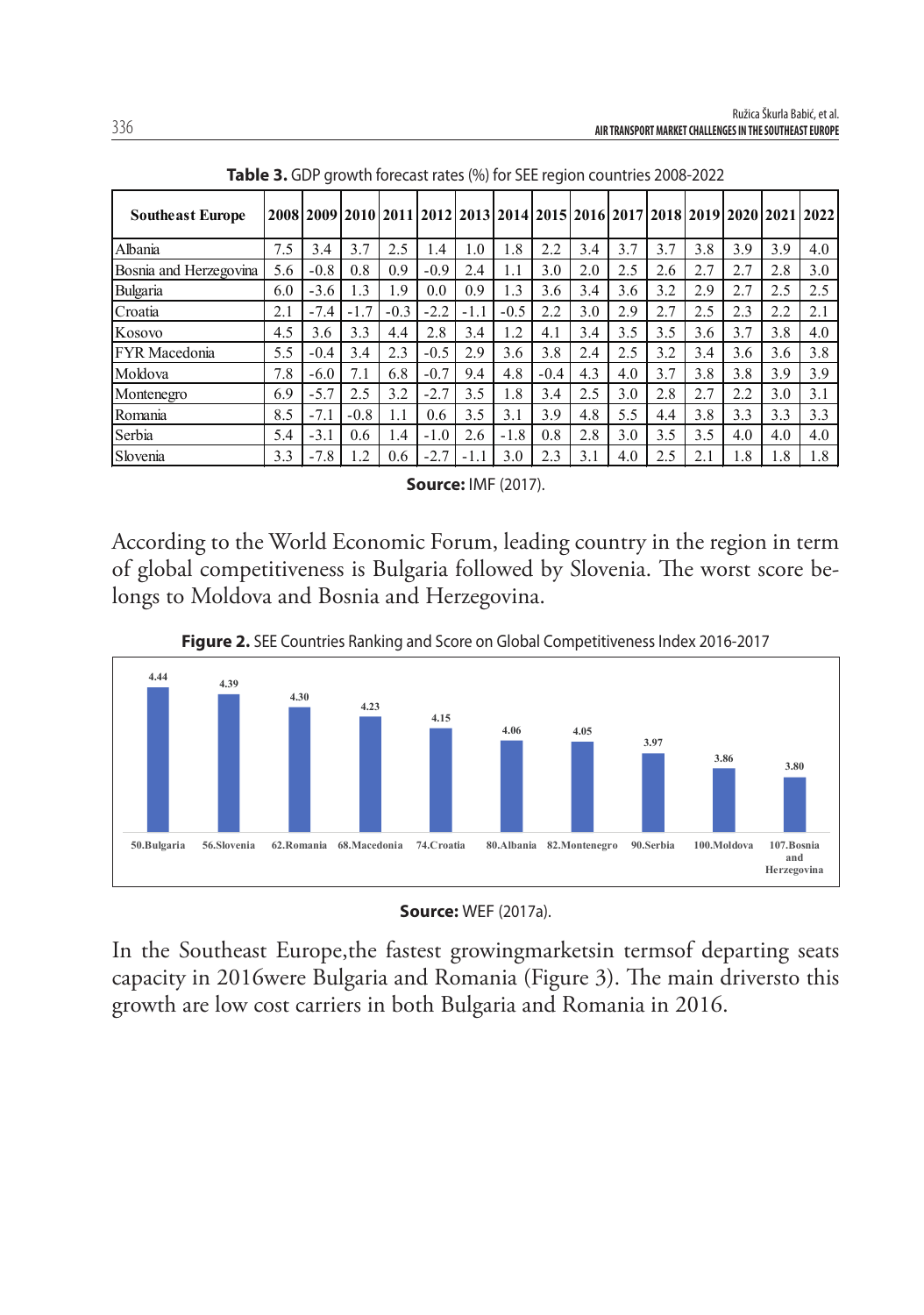**Table 3.** GDP growth forecast rates (%) for SEE region countries 2008-2022

| Southeast Europe | 2008 | 2009 | 2010 | 2011 | 2012 | 2013 | 2014 | 2015 | 2016 | 2017 | 2018 | 2019 | 2020 | 2021 | 2022 |
|---|---|---|---|---|---|---|---|---|---|---|---|---|---|---|---|
| Albania | 7.5 | 3.4 | 3.7 | 2.5 | 1.4 | 1.0 | 1.8 | 2.2 | 3.4 | 3.7 | 3.7 | 3.8 | 3.9 | 3.9 | 4.0 |
| Bosnia and Herzegovina | 5.6 | -0.8 | 0.8 | 0.9 | -0.9 | 2.4 | 1.1 | 3.0 | 2.0 | 2.5 | 2.6 | 2.7 | 2.7 | 2.8 | 3.0 |
| Bulgaria | 6.0 | -3.6 | 1.3 | 1.9 | 0.0 | 0.9 | 1.3 | 3.6 | 3.4 | 3.6 | 3.2 | 2.9 | 2.7 | 2.5 | 2.5 |
| Croatia | 2.1 | -7.4 | -1.7 | -0.3 | -2.2 | -1.1 | -0.5 | 2.2 | 3.0 | 2.9 | 2.7 | 2.5 | 2.3 | 2.2 | 2.1 |
| Kosovo | 4.5 | 3.6 | 3.3 | 4.4 | 2.8 | 3.4 | 1.2 | 4.1 | 3.4 | 3.5 | 3.5 | 3.6 | 3.7 | 3.8 | 4.0 |
| FYR Macedonia | 5.5 | -0.4 | 3.4 | 2.3 | -0.5 | 2.9 | 3.6 | 3.8 | 2.4 | 2.5 | 3.2 | 3.4 | 3.6 | 3.6 | 3.8 |
| Moldova | 7.8 | -6.0 | 7.1 | 6.8 | -0.7 | 9.4 | 4.8 | -0.4 | 4.3 | 4.0 | 3.7 | 3.8 | 3.8 | 3.9 | 3.9 |
| Montenegro | 6.9 | -5.7 | 2.5 | 3.2 | -2.7 | 3.5 | 1.8 | 3.4 | 2.5 | 3.0 | 2.8 | 2.7 | 2.2 | 3.0 | 3.1 |
| Romania | 8.5 | -7.1 | -0.8 | 1.1 | 0.6 | 3.5 | 3.1 | 3.9 | 4.8 | 5.5 | 4.4 | 3.8 | 3.3 | 3.3 | 3.3 |
| Serbia | 5.4 | -3.1 | 0.6 | 1.4 | -1.0 | 2.6 | -1.8 | 0.8 | 2.8 | 3.0 | 3.5 | 3.5 | 4.0 | 4.0 | 4.0 |
| Slovenia | 3.3 | -7.8 | 1.2 | 0.6 | -2.7 | -1.1 | 3.0 | 2.3 | 3.1 | 4.0 | 2.5 | 2.1 | 1.8 | 1.8 | 1.8 |

**Source:** IMF (2017).

According to the World Economic Forum, leading country in the region in term of global competitiveness is Bulgaria followed by Slovenia. The worst score belongs to Moldova and Bosnia and Herzegovina.

**Figure 2.** SEE Countries Ranking and Score on Global Competitiveness Index 2016-2017

| Country (ranking) | Score |
|---|---|
| 50.Bulgaria | 4.44 |
| 56.Slovenia | 4.39 |
| 62.Romania | 4.30 |
| 68.Macedonia | 4.23 |
| 74.Croatia | 4.15 |
| 80.Albania | 4.06 |
| 82.Montenegro | 4.05 |
| 90.Serbia | 3.97 |
| 100.Moldova | 3.86 |
| 107.Bosnia and Herzegovina | 3.80 |

**Source:** WEF (2017a).

In the Southeast Europe,the fastest growingmarketsin termsof departing seats capacity in 2016were Bulgaria and Romania (Figure 3). The main driversto this growth are low cost carriers in both Bulgaria and Romania in 2016.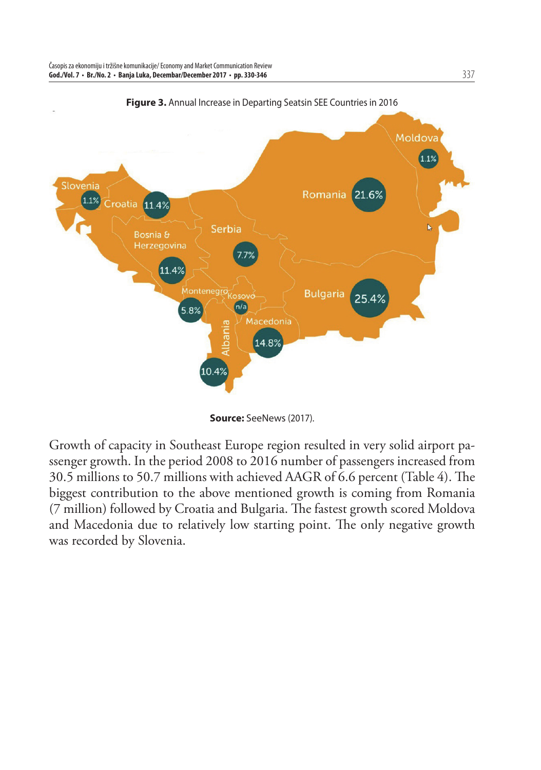**Figure 3.** Annual Increase in Departing Seatsin SEE Countries in 2016

**Source:** SeeNews (2017).

Growth of capacity in Southeast Europe region resulted in very solid airport passenger growth. In the period 2008 to 2016 number of passengers increased from 30.5 millions to 50.7 millions with achieved AAGR of 6.6 percent (Table 4). The biggest contribution to the above mentioned growth is coming from Romania (7 million) followed by Croatia and Bulgaria. The fastest growth scored Moldova and Macedonia due to relatively low starting point. The only negative growth was recorded by Slovenia.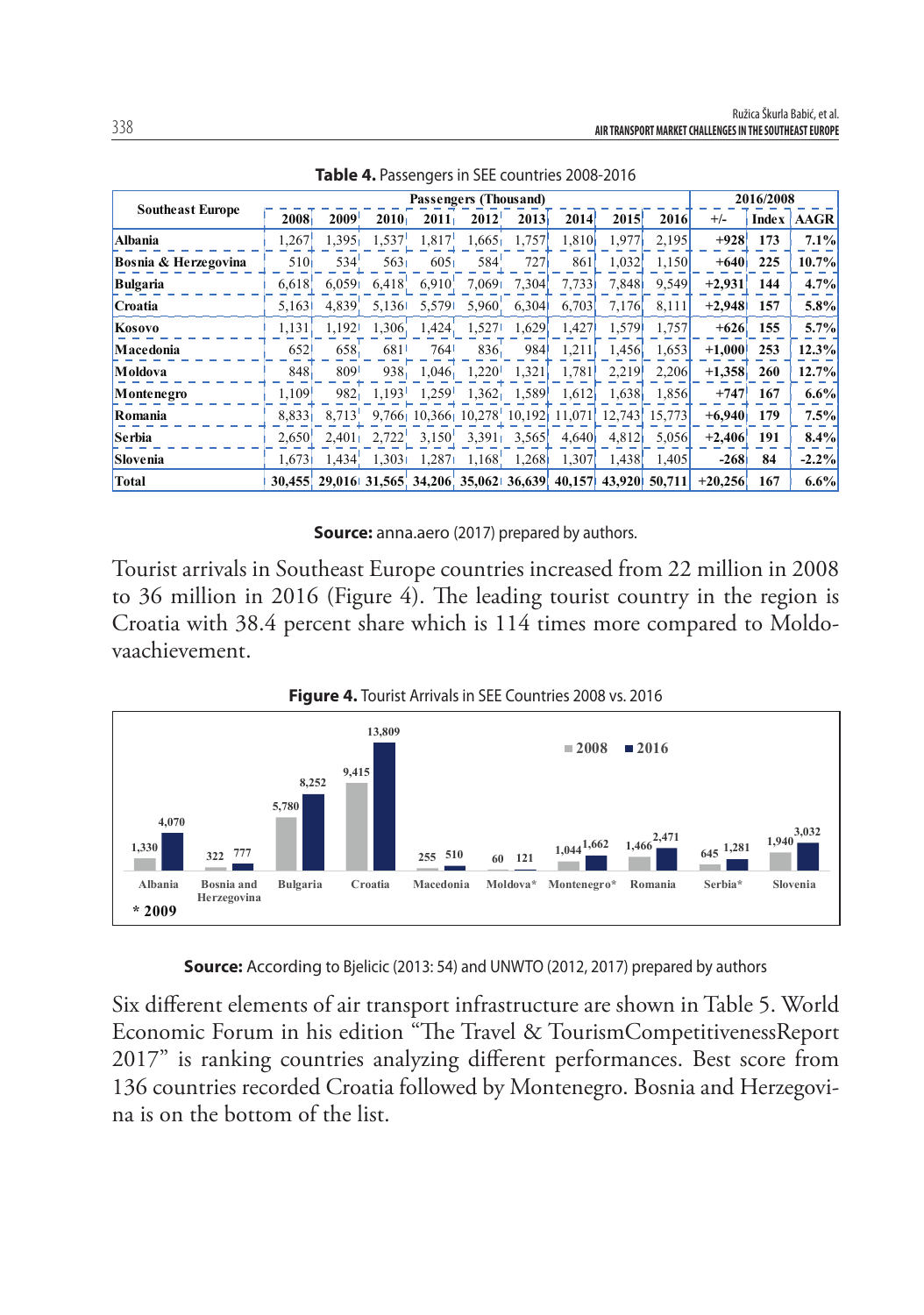**Table 4.** Passengers in SEE countries 2008-2016

| Southeast Europe | Passengers (Thousand) | | | | | | | | | 2016/2008 | | |
|---|---|---|---|---|---|---|---|---|---|---|---|---|
| | 2008 | 2009 | 2010 | 2011 | 2012 | 2013 | 2014 | 2015 | 2016 | +/- | Index | AAGR |
| **Albania** | 1,267 | 1,395 | 1,537 | 1,817 | 1,665 | 1,757 | 1,810 | 1,977 | 2,195 | **+928** | **173** | **7.1%** |
| **Bosnia & Herzegovina** | 510 | 534 | 563 | 605 | 584 | 727 | 861 | 1,032 | 1,150 | **+640** | **225** | **10.7%** |
| **Bulgaria** | 6,618 | 6,059 | 6,418 | 6,910 | 7,069 | 7,304 | 7,733 | 7,848 | 9,549 | **+2,931** | **144** | **4.7%** |
| **Croatia** | 5,163 | 4,839 | 5,136 | 5,579 | 5,960 | 6,304 | 6,703 | 7,176 | 8,111 | **+2,948** | **157** | **5.8%** |
| **Kosovo** | 1,131 | 1,192 | 1,306 | 1,424 | 1,527 | 1,629 | 1,427 | 1,579 | 1,757 | **+626** | **155** | **5.7%** |
| **Macedonia** | 652 | 658 | 681 | 764 | 836 | 984 | 1,211 | 1,456 | 1,653 | **+1,000** | **253** | **12.3%** |
| **Moldova** | 848 | 809 | 938 | 1,046 | 1,220 | 1,321 | 1,781 | 2,219 | 2,206 | **+1,358** | **260** | **12.7%** |
| **Montenegro** | 1,109 | 982 | 1,193 | 1,259 | 1,362 | 1,589 | 1,612 | 1,638 | 1,856 | **+747** | **167** | **6.6%** |
| **Romania** | 8,833 | 8,713 | 9,766 | 10,366 | 10,278 | 10,192 | 11,071 | 12,743 | 15,773 | **+6,940** | **179** | **7.5%** |
| **Serbia** | 2,650 | 2,401 | 2,722 | 3,150 | 3,391 | 3,565 | 4,640 | 4,812 | 5,056 | **+2,406** | **191** | **8.4%** |
| **Slovenia** | 1,673 | 1,434 | 1,303 | 1,287 | 1,168 | 1,268 | 1,307 | 1,438 | 1,405 | **-268** | **84** | **-2.2%** |
| **Total** | **30,455** | **29,016** | **31,565** | **34,206** | **35,062** | **36,639** | **40,157** | **43,920** | **50,711** | **+20,256** | **167** | **6.6%** |

**Source:** anna.aero (2017) prepared by authors.

Tourist arrivals in Southeast Europe countries increased from 22 million in 2008 to 36 million in 2016 (Figure 4). The leading tourist country in the region is Croatia with 38.4 percent share which is 114 times more compared to Moldovaachievement.

**Figure 4.** Tourist Arrivals in SEE Countries 2008 vs. 2016

| Country | 2008 | 2016 |
|---|---|---|
| Albania | 1,330 | 4,070 |
| Bosnia and Herzegovina | 322 | 777 |
| Bulgaria | 5,780 | 8,252 |
| Croatia | 9,415 | 13,809 |
| Macedonia | 255 | 510 |
| Moldova* | 60 | 121 |
| Montenegro* | 1,044 | 1,662 |
| Romania | 1,466 | 2,471 |
| Serbia* | 645 | 1,281 |
| Slovenia | 1,940 | 3,032 |

\* 2009

**Source:** According to Bjelicic (2013: 54) and UNWTO (2012, 2017) prepared by authors

Six different elements of air transport infrastructure are shown in Table 5. World Economic Forum in his edition "The Travel & TourismCompetitivenessReport 2017" is ranking countries analyzing different performances. Best score from 136 countries recorded Croatia followed by Montenegro. Bosnia and Herzegovina is on the bottom of the list.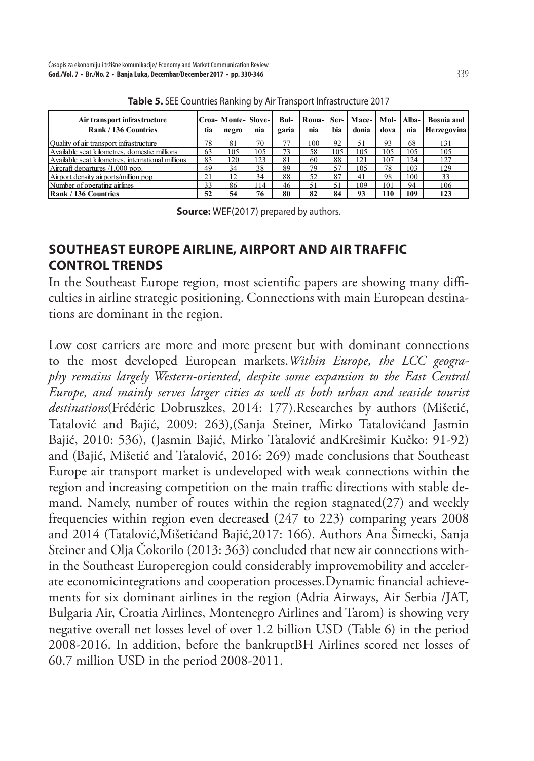**Table 5.** SEE Countries Ranking by Air Transport Infrastructure 2017

| Air transport infrastructure Rank / 136 Countries | Croatia | Montenegro | Slovenia | Bulgaria | Romania | Serbia | Macedonia | Moldova | Albania | Bosnia and Herzegovina |
|---|---|---|---|---|---|---|---|---|---|---|
| Quality of air transport infrastructure | 78 | 81 | 70 | 77 | 100 | 92 | 51 | 93 | 68 | 131 |
| Available seat kilometres, domestic millions | 63 | 105 | 105 | 73 | 58 | 105 | 105 | 105 | 105 | 105 |
| Available seat kilometres, international millions | 83 | 120 | 123 | 81 | 60 | 88 | 121 | 107 | 124 | 127 |
| Aircraft departures /1,000 pop. | 49 | 34 | 38 | 89 | 79 | 57 | 105 | 78 | 103 | 129 |
| Airport density airports/million pop. | 21 | 12 | 34 | 88 | 52 | 87 | 41 | 98 | 100 | 33 |
| Number of operating airlines | 33 | 86 | 114 | 46 | 51 | 51 | 109 | 101 | 94 | 106 |
| **Rank / 136 Countries** | **52** | **54** | **76** | **80** | **82** | **84** | **93** | **110** | **109** | **123** |

**Source:** WEF(2017) prepared by authors.

## SOUTHEAST EUROPE AIRLINE, AIRPORT AND AIR TRAFFIC CONTROL TRENDS

In the Southeast Europe region, most scientific papers are showing many difficulties in airline strategic positioning. Connections with main European destinations are dominant in the region.

Low cost carriers are more and more present but with dominant connections to the most developed European markets.*Within Europe, the LCC geography remains largely Western-oriented, despite some expansion to the East Central Europe, and mainly serves larger cities as well as both urban and seaside tourist destinations*(Frédéric Dobruszkes, 2014: 177).Researches by authors (Mišetić, Tatalović and Bajić, 2009: 263),(Sanja Steiner, Mirko Tatalovićand Jasmin Bajić, 2010: 536), (Jasmin Bajić, Mirko Tatalović andKrešimir Kučko: 91-92) and (Bajić, Mišetić and Tatalović, 2016: 269) made conclusions that Southeast Europe air transport market is undeveloped with weak connections within the region and increasing competition on the main traffic directions with stable demand. Namely, number of routes within the region stagnated(27) and weekly frequencies within region even decreased (247 to 223) comparing years 2008 and 2014 (Tatalović,Mišetićand Bajić,2017: 166). Authors Ana Šimecki, Sanja Steiner and Olja Čokorilo (2013: 363) concluded that new air connections within the Southeast Europeregion could considerably improvemobility and accelerate economicintegrations and cooperation processes.Dynamic financial achievements for six dominant airlines in the region (Adria Airways, Air Serbia /JAT, Bulgaria Air, Croatia Airlines, Montenegro Airlines and Tarom) is showing very negative overall net losses level of over 1.2 billion USD (Table 6) in the period 2008-2016. In addition, before the bankruptBH Airlines scored net losses of 60.7 million USD in the period 2008-2011.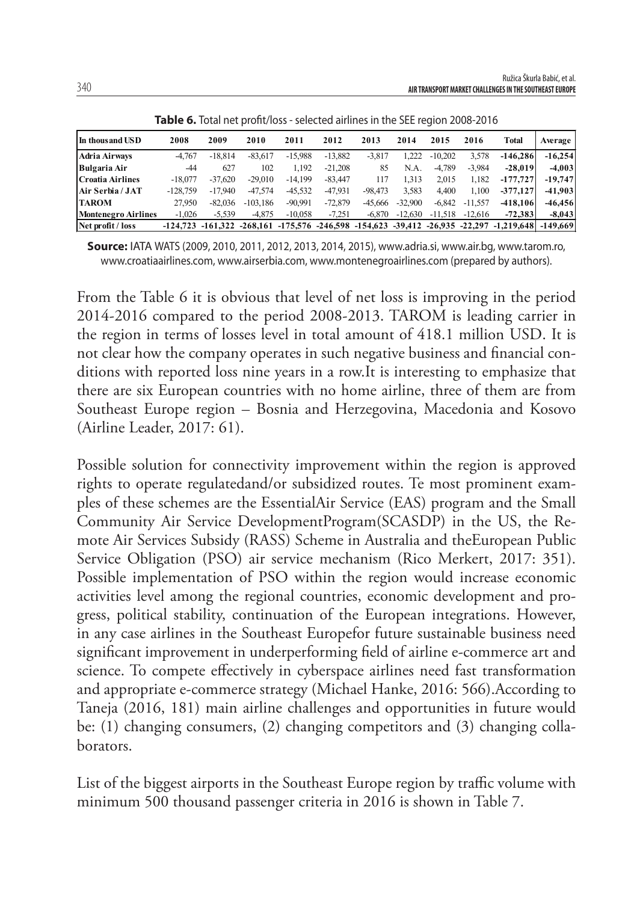**Table 6.** Total net profit/loss - selected airlines in the SEE region 2008-2016

| In thousand USD | 2008 | 2009 | 2010 | 2011 | 2012 | 2013 | 2014 | 2015 | 2016 | Total | Average |
|---|---|---|---|---|---|---|---|---|---|---|---|
| **Adria Airways** | -4,767 | -18,814 | -83,617 | -15,988 | -13,882 | -3,817 | 1,222 | -10,202 | 3,578 | **-146,286** | **-16,254** |
| **Bulgaria Air** | -44 | 627 | 102 | 1,192 | -21,208 | 85 | N.A. | -4,789 | -3,984 | **-28,019** | **-4,003** |
| **Croatia Airlines** | -18,077 | -37,620 | -29,010 | -14,199 | -83,447 | 117 | 1,313 | 2,015 | 1,182 | **-177,727** | **-19,747** |
| **Air Serbia / JAT** | -128,759 | -17,940 | -47,574 | -45,532 | -47,931 | -98,473 | 3,583 | 4,400 | 1,100 | **-377,127** | **-41,903** |
| **TAROM** | 27,950 | -82,036 | -103,186 | -90,991 | -72,879 | -45,666 | -32,900 | -6,842 | -11,557 | **-418,106** | **-46,456** |
| **Montenegro Airlines** | -1,026 | -5,539 | -4,875 | -10,058 | -7,251 | -6,870 | -12,630 | -11,518 | -12,616 | **-72,383** | **-8,043** |
| **Net profit / loss** | **-124,723** | **-161,322** | **-268,161** | **-175,576** | **-246,598** | **-154,623** | **-39,412** | **-26,935** | **-22,297** | **-1,219,648** | **-149,669** |

**Source:** IATA WATS (2009, 2010, 2011, 2012, 2013, 2014, 2015), www.adria.si, www.air.bg, www.tarom.ro, www.croatiaairlines.com, www.airserbia.com, www.montenegroairlines.com (prepared by authors).

From the Table 6 it is obvious that level of net loss is improving in the period 2014-2016 compared to the period 2008-2013. TAROM is leading carrier in the region in terms of losses level in total amount of 418.1 million USD. It is not clear how the company operates in such negative business and financial conditions with reported loss nine years in a row.It is interesting to emphasize that there are six European countries with no home airline, three of them are from Southeast Europe region – Bosnia and Herzegovina, Macedonia and Kosovo (Airline Leader, 2017: 61).

Possible solution for connectivity improvement within the region is approved rights to operate regulatedand/or subsidized routes. Te most prominent examples of these schemes are the EssentialAir Service (EAS) program and the Small Community Air Service DevelopmentProgram(SCASDP) in the US, the Remote Air Services Subsidy (RASS) Scheme in Australia and theEuropean Public Service Obligation (PSO) air service mechanism (Rico Merkert, 2017: 351). Possible implementation of PSO within the region would increase economic activities level among the regional countries, economic development and progress, political stability, continuation of the European integrations. However, in any case airlines in the Southeast Europefor future sustainable business need significant improvement in underperforming field of airline e-commerce art and science. To compete effectively in cyberspace airlines need fast transformation and appropriate e-commerce strategy (Michael Hanke, 2016: 566).According to Taneja (2016, 181) main airline challenges and opportunities in future would be: (1) changing consumers, (2) changing competitors and (3) changing collaborators.

List of the biggest airports in the Southeast Europe region by traffic volume with minimum 500 thousand passenger criteria in 2016 is shown in Table 7.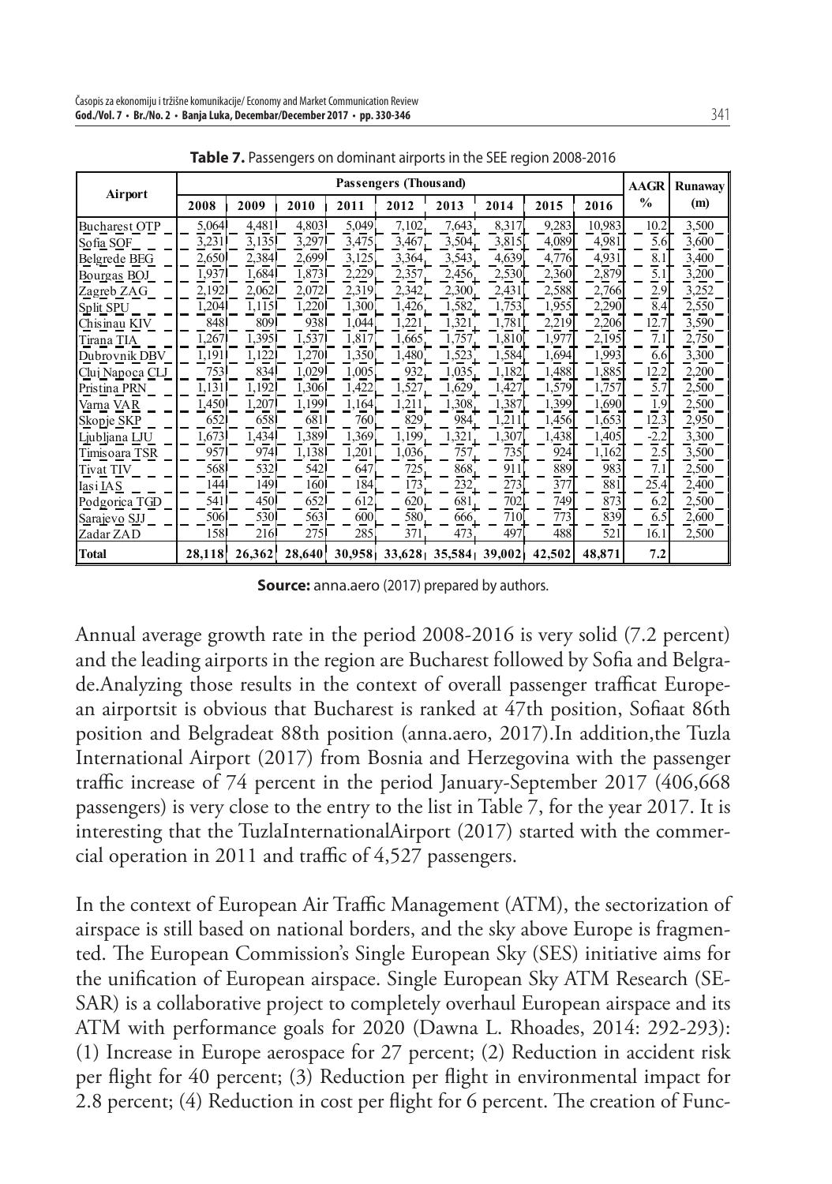**Table 7.** Passengers on dominant airports in the SEE region 2008-2016

| Airport | Passengers (Thousand) | | | | | | | | | AAGR % | Runaway (m) |
|---|---|---|---|---|---|---|---|---|---|---|---|
| | 2008 | 2009 | 2010 | 2011 | 2012 | 2013 | 2014 | 2015 | 2016 | | |
| Bucharest OTP | 5,064 | 4,481 | 4,803 | 5,049 | 7,102 | 7,643 | 8,317 | 9,283 | 10,983 | 10.2 | 3,500 |
| Sofia SOF | 3,231 | 3,135 | 3,297 | 3,475 | 3,467 | 3,504 | 3,815 | 4,089 | 4,981 | 5.6 | 3,600 |
| Belgrede BEG | 2,650 | 2,384 | 2,699 | 3,125 | 3,364 | 3,543 | 4,639 | 4,776 | 4,931 | 8.1 | 3,400 |
| Bourgas BOJ | 1,937 | 1,684 | 1,873 | 2,229 | 2,357 | 2,456 | 2,530 | 2,360 | 2,879 | 5.1 | 3,200 |
| Zagreb ZAG | 2,192 | 2,062 | 2,072 | 2,319 | 2,342 | 2,300 | 2,431 | 2,588 | 2,766 | 2.9 | 3,252 |
| Split SPU | 1,204 | 1,115 | 1,220 | 1,300 | 1,426 | 1,582 | 1,753 | 1,955 | 2,290 | 8.4 | 2,550 |
| Chisinau KIV | 848 | 809 | 938 | 1,044 | 1,221 | 1,321 | 1,781 | 2,219 | 2,206 | 12.7 | 3,590 |
| Tirana TIA | 1,267 | 1,395 | 1,537 | 1,817 | 1,665 | 1,757 | 1,810 | 1,977 | 2,195 | 7.1 | 2,750 |
| Dubrovnik DBV | 1,191 | 1,122 | 1,270 | 1,350 | 1,480 | 1,523 | 1,584 | 1,694 | 1,993 | 6.6 | 3,300 |
| Cluj Napoca CLJ | 753 | 834 | 1,029 | 1,005 | 932 | 1,035 | 1,182 | 1,488 | 1,885 | 12.2 | 2,200 |
| Pristina PRN | 1,131 | 1,192 | 1,306 | 1,422 | 1,527 | 1,629 | 1,427 | 1,579 | 1,757 | 5.7 | 2,500 |
| Varna VAR | 1,450 | 1,207 | 1,199 | 1,164 | 1,211 | 1,308 | 1,387 | 1,399 | 1,690 | 1.9 | 2,500 |
| Skopje SKP | 652 | 658 | 681 | 760 | 829 | 984 | 1,211 | 1,456 | 1,653 | 12.3 | 2,950 |
| Ljubljana LJU | 1,673 | 1,434 | 1,389 | 1,369 | 1,199 | 1,321 | 1,307 | 1,438 | 1,405 | -2.2 | 3,300 |
| Timisoara TSR | 957 | 974 | 1,138 | 1,201 | 1,036 | 757 | 735 | 924 | 1,162 | 2.5 | 3,500 |
| Tivat TIV | 568 | 532 | 542 | 647 | 725 | 868 | 911 | 889 | 983 | 7.1 | 2,500 |
| Iasi IAS | 144 | 149 | 160 | 184 | 173 | 232 | 273 | 377 | 881 | 25.4 | 2,400 |
| Podgorica TGD | 541 | 450 | 652 | 612 | 620 | 681 | 702 | 749 | 873 | 6.2 | 2,500 |
| Sarajevo SJJ | 506 | 530 | 563 | 600 | 580 | 666 | 710 | 773 | 839 | 6.5 | 2,600 |
| Zadar ZAD | 158 | 216 | 275 | 285 | 371 | 473 | 497 | 488 | 521 | 16.1 | 2,500 |
| **Total** | **28,118** | **26,362** | **28,640** | **30,958** | **33,628** | **35,584** | **39,002** | **42,502** | **48,871** | **7.2** | |

**Source:** anna.aero (2017) prepared by authors.

Annual average growth rate in the period 2008-2016 is very solid (7.2 percent) and the leading airports in the region are Bucharest followed by Sofia and Belgrade.Analyzing those results in the context of overall passenger trafficat European airportsit is obvious that Bucharest is ranked at 47th position, Sofiaat 86th position and Belgradeat 88th position (anna.aero, 2017).In addition,the Tuzla International Airport (2017) from Bosnia and Herzegovina with the passenger traffic increase of 74 percent in the period January-September 2017 (406,668 passengers) is very close to the entry to the list in Table 7, for the year 2017. It is interesting that the TuzlaInternationalAirport (2017) started with the commercial operation in 2011 and traffic of 4,527 passengers.

In the context of European Air Traffic Management (ATM), the sectorization of airspace is still based on national borders, and the sky above Europe is fragmented. The European Commission's Single European Sky (SES) initiative aims for the unification of European airspace. Single European Sky ATM Research (SESAR) is a collaborative project to completely overhaul European airspace and its ATM with performance goals for 2020 (Dawna L. Rhoades, 2014: 292-293): (1) Increase in Europe aerospace for 27 percent; (2) Reduction in accident risk per flight for 40 percent; (3) Reduction per flight in environmental impact for 2.8 percent; (4) Reduction in cost per flight for 6 percent. The creation of Func-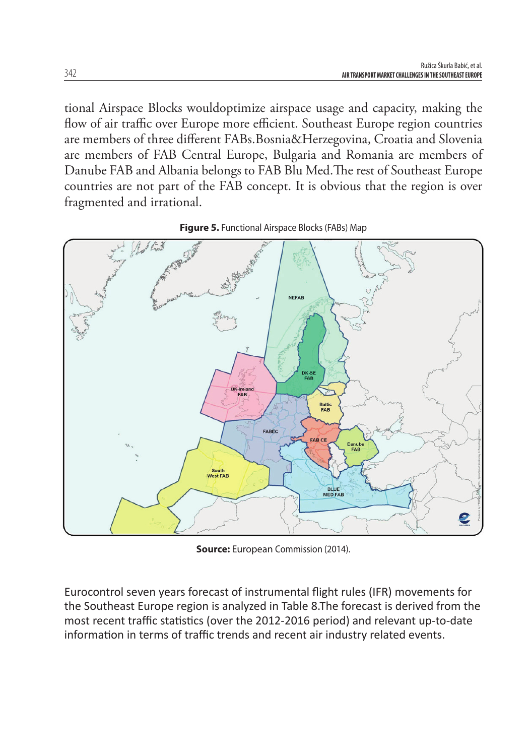tional Airspace Blocks wouldoptimize airspace usage and capacity, making the flow of air traffic over Europe more efficient. Southeast Europe region countries are members of three different FABs.Bosnia&Herzegovina, Croatia and Slovenia are members of FAB Central Europe, Bulgaria and Romania are members of Danube FAB and Albania belongs to FAB Blu Med.The rest of Southeast Europe countries are not part of the FAB concept. It is obvious that the region is over fragmented and irrational.

**Figure 5.** Functional Airspace Blocks (FABs) Map

**Source:** European Commission (2014).

Eurocontrol seven years forecast of instrumental flight rules (IFR) movements for the Southeast Europe region is analyzed in Table 8.The forecast is derived from the most recent traffic statistics (over the 2012-2016 period) and relevant up-to-date information in terms of traffic trends and recent air industry related events.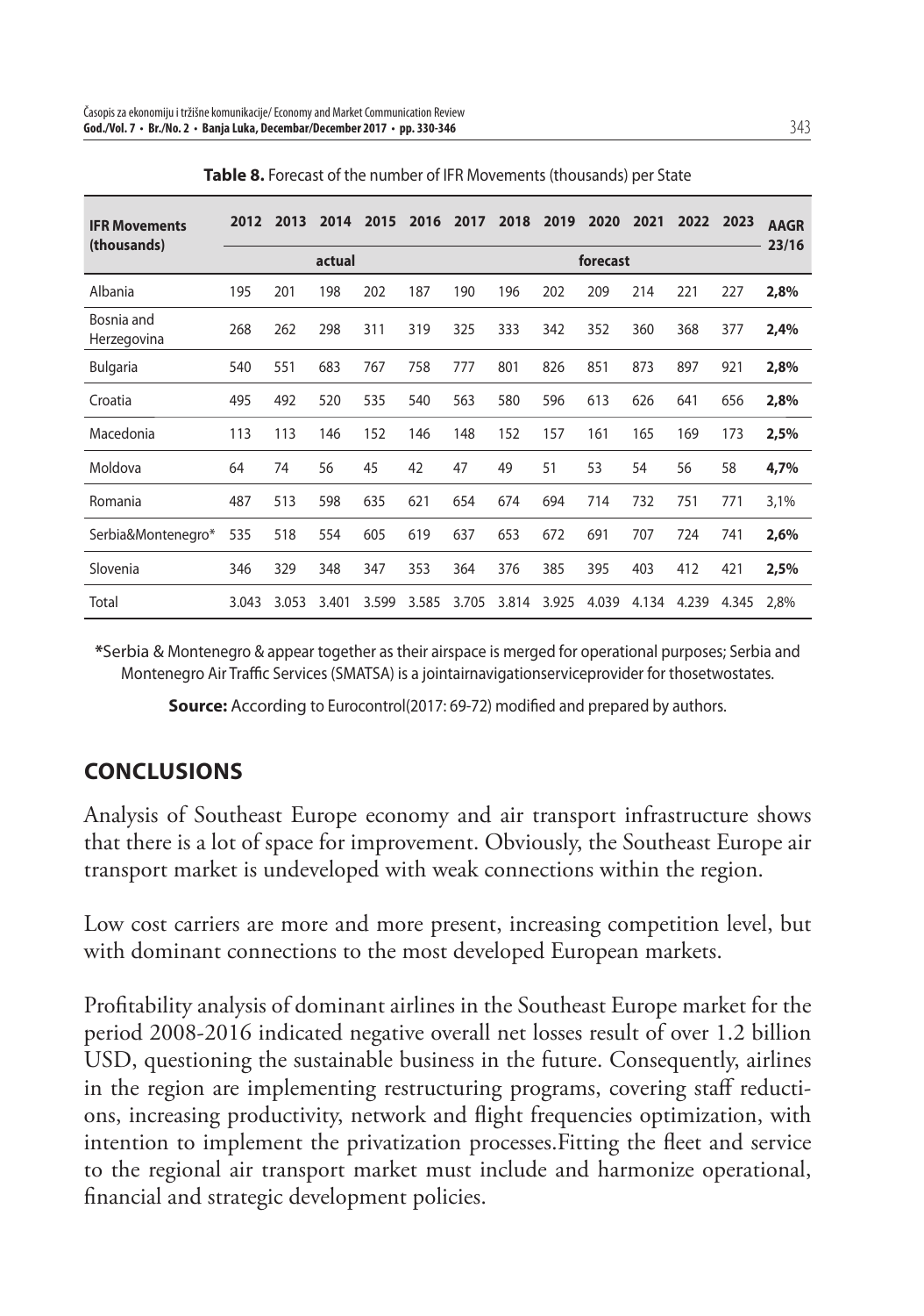**Table 8.** Forecast of the number of IFR Movements (thousands) per State

| IFR Movements (thousands) | 2012 | 2013 | 2014 | 2015 | 2016 | 2017 | 2018 | 2019 | 2020 | 2021 | 2022 | 2023 | AAGR 23/16 |
|---|---|---|---|---|---|---|---|---|---|---|---|---|---|
| | actual | | | | | forecast | | | | | | | |
| Albania | 195 | 201 | 198 | 202 | 187 | 190 | 196 | 202 | 209 | 214 | 221 | 227 | **2,8%** |
| Bosnia and Herzegovina | 268 | 262 | 298 | 311 | 319 | 325 | 333 | 342 | 352 | 360 | 368 | 377 | **2,4%** |
| Bulgaria | 540 | 551 | 683 | 767 | 758 | 777 | 801 | 826 | 851 | 873 | 897 | 921 | **2,8%** |
| Croatia | 495 | 492 | 520 | 535 | 540 | 563 | 580 | 596 | 613 | 626 | 641 | 656 | **2,8%** |
| Macedonia | 113 | 113 | 146 | 152 | 146 | 148 | 152 | 157 | 161 | 165 | 169 | 173 | **2,5%** |
| Moldova | 64 | 74 | 56 | 45 | 42 | 47 | 49 | 51 | 53 | 54 | 56 | 58 | **4,7%** |
| Romania | 487 | 513 | 598 | 635 | 621 | 654 | 674 | 694 | 714 | 732 | 751 | 771 | 3,1% |
| Serbia&Montenegro* | 535 | 518 | 554 | 605 | 619 | 637 | 653 | 672 | 691 | 707 | 724 | 741 | **2,6%** |
| Slovenia | 346 | 329 | 348 | 347 | 353 | 364 | 376 | 385 | 395 | 403 | 412 | 421 | **2,5%** |
| Total | 3.043 | 3.053 | 3.401 | 3.599 | 3.585 | 3.705 | 3.814 | 3.925 | 4.039 | 4.134 | 4.239 | 4.345 | 2,8% |

*Serbia & Montenegro & appear together as their airspace is merged for operational purposes; Serbia and Montenegro Air Traffic Services (SMATSA) is a jointairnavigationserviceprovider for thosetwostates.

**Source:** According to Eurocontrol(2017: 69-72) modified and prepared by authors.

## CONCLUSIONS

Analysis of Southeast Europe economy and air transport infrastructure shows that there is a lot of space for improvement. Obviously, the Southeast Europe air transport market is undeveloped with weak connections within the region.

Low cost carriers are more and more present, increasing competition level, but with dominant connections to the most developed European markets.

Profitability analysis of dominant airlines in the Southeast Europe market for the period 2008-2016 indicated negative overall net losses result of over 1.2 billion USD, questioning the sustainable business in the future. Consequently, airlines in the region are implementing restructuring programs, covering staff reductions, increasing productivity, network and flight frequencies optimization, with intention to implement the privatization processes.Fitting the fleet and service to the regional air transport market must include and harmonize operational, financial and strategic development policies.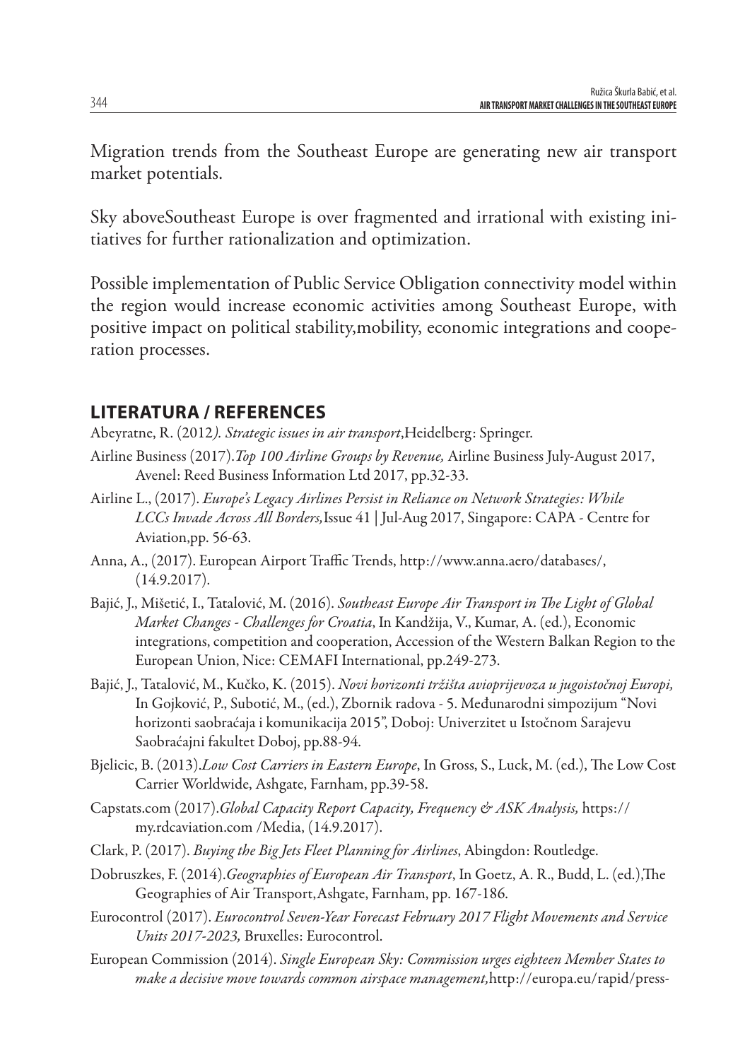Migration trends from the Southeast Europe are generating new air transport market potentials.

Sky aboveSoutheast Europe is over fragmented and irrational with existing initiatives for further rationalization and optimization.

Possible implementation of Public Service Obligation connectivity model within the region would increase economic activities among Southeast Europe, with positive impact on political stability,mobility, economic integrations and cooperation processes.

## LITERATURA / REFERENCES

Abeyratne, R. (2012*). Strategic issues in air transport*,Heidelberg: Springer.

Airline Business (2017).*Top 100 Airline Groups by Revenue,* Airline Business July-August 2017, Avenel: Reed Business Information Ltd 2017, pp.32-33.

Airline L., (2017). *Europe's Legacy Airlines Persist in Reliance on Network Strategies: While LCCs Invade Across All Borders,*Issue 41 | Jul-Aug 2017, Singapore: CAPA - Centre for Aviation,pp. 56-63.

Anna, A., (2017). European Airport Traffic Trends, http://www.anna.aero/databases/, (14.9.2017).

Bajić, J., Mišetić, I., Tatalović, M. (2016). *Southeast Europe Air Transport in The Light of Global Market Changes - Challenges for Croatia*, In Kandžija, V., Kumar, A. (ed.), Economic integrations, competition and cooperation, Accession of the Western Balkan Region to the European Union, Nice: CEMAFI International, pp.249-273.

Bajić, J., Tatalović, M., Kučko, K. (2015). *Novi horizonti tržišta avioprijevoza u jugoistočnoj Europi,* In Gojković, P., Subotić, M., (ed.), Zbornik radova - 5. Međunarodni simpozijum "Novi horizonti saobraćaja i komunikacija 2015", Doboj: Univerzitet u Istočnom Sarajevu Saobraćajni fakultet Doboj, pp.88-94.

Bjelicic, B. (2013).*Low Cost Carriers in Eastern Europe*, In Gross, S., Luck, M. (ed.), The Low Cost Carrier Worldwide, Ashgate, Farnham, pp.39-58.

Capstats.com (2017).*Global Capacity Report Capacity, Frequency & ASK Analysis,* https://my.rdcaviation.com /Media, (14.9.2017).

Clark, P. (2017). *Buying the Big Jets Fleet Planning for Airlines*, Abingdon: Routledge.

Dobruszkes, F. (2014).*Geographies of European Air Transport*, In Goetz, A. R., Budd, L. (ed.),The Geographies of Air Transport,Ashgate, Farnham, pp. 167-186.

Eurocontrol (2017). *Eurocontrol Seven-Year Forecast February 2017 Flight Movements and Service Units 2017-2023,* Bruxelles: Eurocontrol.

European Commission (2014). *Single European Sky: Commission urges eighteen Member States to make a decisive move towards common airspace management,*http://europa.eu/rapid/press-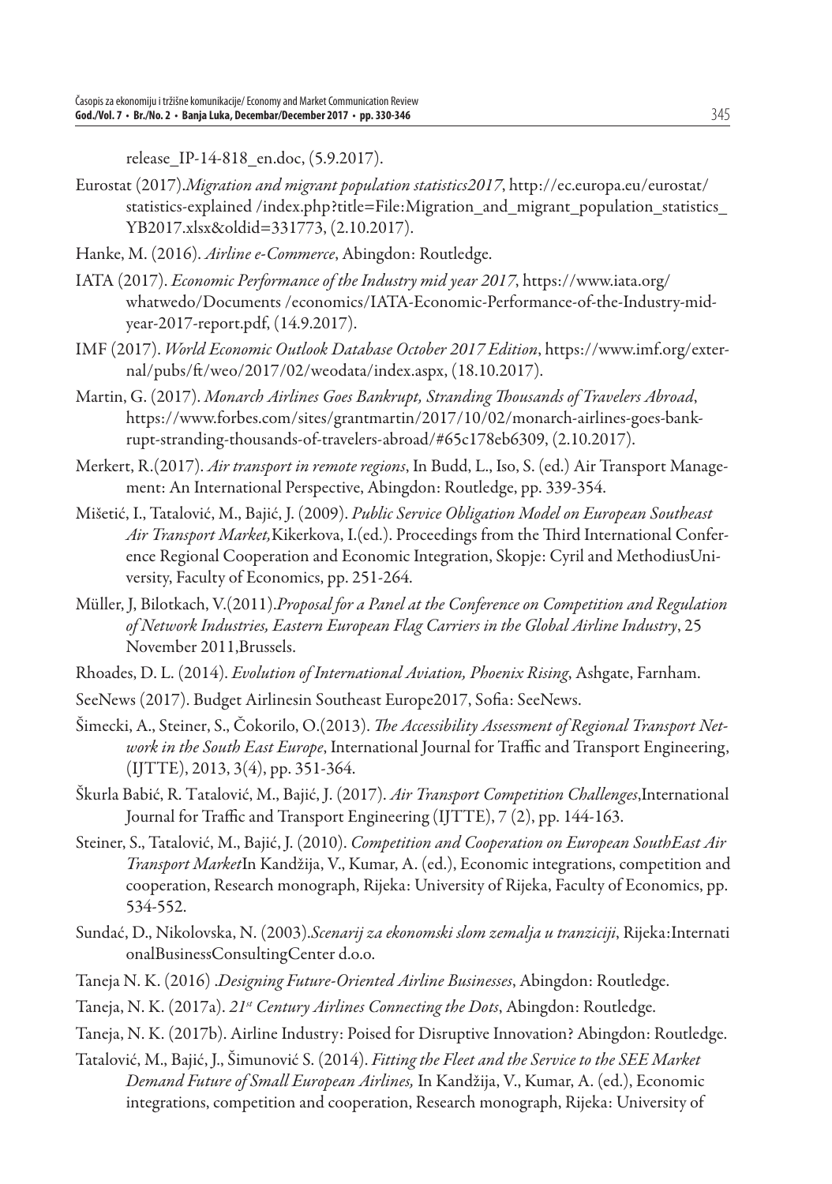release_IP-14-818_en.doc, (5.9.2017).

Eurostat (2017).*Migration and migrant population statistics2017*, http://ec.europa.eu/eurostat/statistics-explained /index.php?title=File:Migration_and_migrant_population_statistics_YB2017.xlsx&oldid=331773, (2.10.2017).

Hanke, M. (2016). *Airline e-Commerce*, Abingdon: Routledge.

IATA (2017). *Economic Performance of the Industry mid year 2017*, https://www.iata.org/whatwedo/Documents /economics/IATA-Economic-Performance-of-the-Industry-mid-year-2017-report.pdf, (14.9.2017).

IMF (2017). *World Economic Outlook Database October 2017 Edition*, https://www.imf.org/external/pubs/ft/weo/2017/02/weodata/index.aspx, (18.10.2017).

Martin, G. (2017). *Monarch Airlines Goes Bankrupt, Stranding Thousands of Travelers Abroad*, https://www.forbes.com/sites/grantmartin/2017/10/02/monarch-airlines-goes-bankrupt-stranding-thousands-of-travelers-abroad/#65c178eb6309, (2.10.2017).

Merkert, R.(2017). *Air transport in remote regions*, In Budd, L., Iso, S. (ed.) Air Transport Management: An International Perspective, Abingdon: Routledge, pp. 339-354.

Mišetić, I., Tatalović, M., Bajić, J. (2009). *Public Service Obligation Model on European Southeast Air Transport Market,*Kikerkova, I.(ed.). Proceedings from the Third International Conference Regional Cooperation and Economic Integration, Skopje: Cyril and MethodiusUniversity, Faculty of Economics, pp. 251-264.

Müller, J, Bilotkach, V.(2011).*Proposal for a Panel at the Conference on Competition and Regulation of Network Industries, Eastern European Flag Carriers in the Global Airline Industry*, 25 November 2011,Brussels.

Rhoades, D. L. (2014). *Evolution of International Aviation, Phoenix Rising*, Ashgate, Farnham.

SeeNews (2017). Budget Airlinesin Southeast Europe2017, Sofia: SeeNews.

Šimecki, A., Steiner, S., Čokorilo, O.(2013). *The Accessibility Assessment of Regional Transport Network in the South East Europe*, International Journal for Traffic and Transport Engineering, (IJTTE), 2013, 3(4), pp. 351-364.

Škurla Babić, R. Tatalović, M., Bajić, J. (2017). *Air Transport Competition Challenges*,International Journal for Traffic and Transport Engineering (IJTTE), 7 (2), pp. 144-163.

Steiner, S., Tatalović, M., Bajić, J. (2010). *Competition and Cooperation on European SouthEast Air Transport Market*In Kandžija, V., Kumar, A. (ed.), Economic integrations, competition and cooperation, Research monograph, Rijeka: University of Rijeka, Faculty of Economics, pp. 534-552.

Sundać, D., Nikolovska, N. (2003).*Scenarij za ekonomski slom zemalja u tranziciji*, Rijeka:InternationalBusinessConsultingCenter d.o.o.

Taneja N. K. (2016) .*Designing Future-Oriented Airline Businesses*, Abingdon: Routledge.

Taneja, N. K. (2017a). *21st Century Airlines Connecting the Dots*, Abingdon: Routledge.

Taneja, N. K. (2017b). Airline Industry: Poised for Disruptive Innovation? Abingdon: Routledge.

Tatalović, M., Bajić, J., Šimunović S. (2014). *Fitting the Fleet and the Service to the SEE Market Demand Future of Small European Airlines,* In Kandžija, V., Kumar, A. (ed.), Economic integrations, competition and cooperation, Research monograph, Rijeka: University of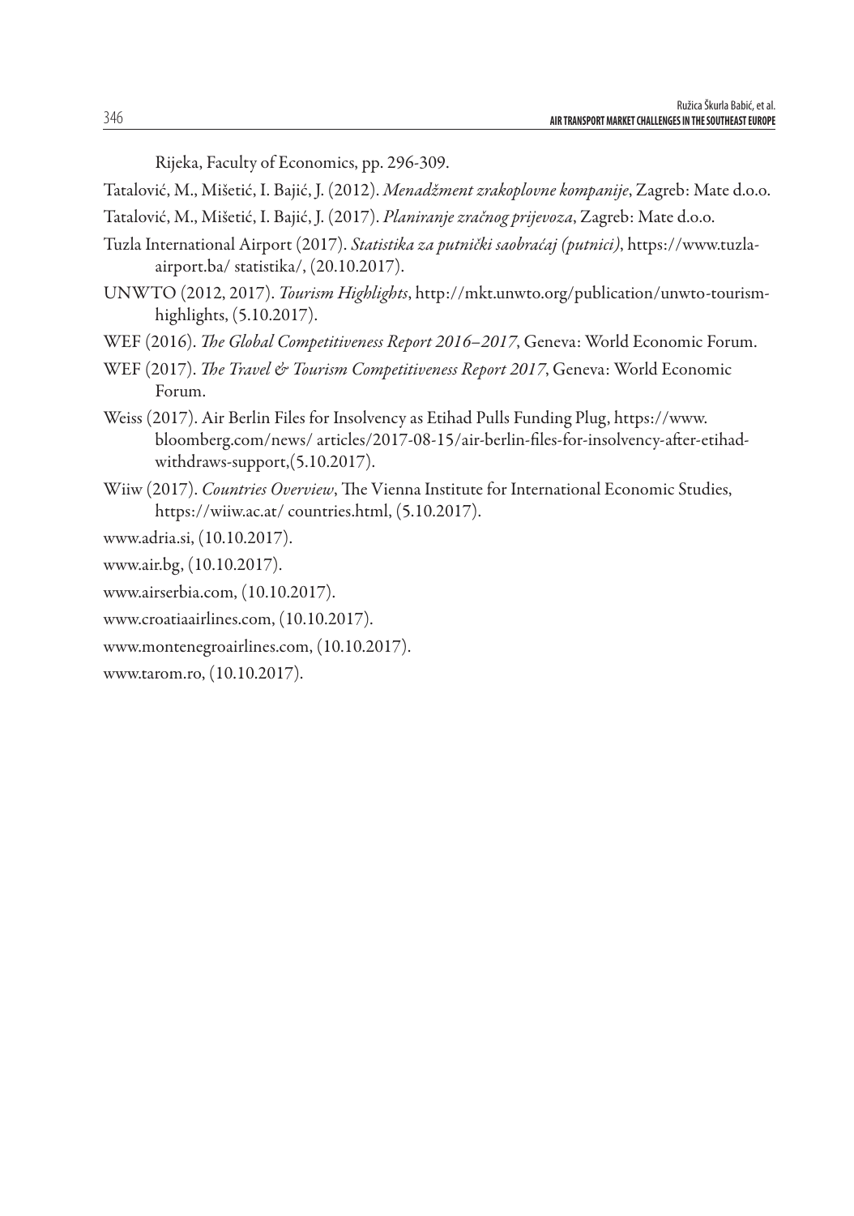Rijeka, Faculty of Economics, pp. 296-309.

Tatalović, M., Mišetić, I. Bajić, J. (2012). *Menadžment zrakoplovne kompanije*, Zagreb: Mate d.o.o.

Tatalović, M., Mišetić, I. Bajić, J. (2017). *Planiranje zračnog prijevoza*, Zagreb: Mate d.o.o.

Tuzla International Airport (2017). *Statistika za putnički saobraćaj (putnici)*, https://www.tuzla-airport.ba/ statistika/, (20.10.2017).

UNWTO (2012, 2017). *Tourism Highlights*, http://mkt.unwto.org/publication/unwto-tourism-highlights, (5.10.2017).

WEF (2016). *The Global Competitiveness Report 2016–2017*, Geneva: World Economic Forum.

WEF (2017). *The Travel & Tourism Competitiveness Report 2017*, Geneva: World Economic Forum.

Weiss (2017). Air Berlin Files for Insolvency as Etihad Pulls Funding Plug, https://www.bloomberg.com/news/ articles/2017-08-15/air-berlin-files-for-insolvency-after-etihad-withdraws-support,(5.10.2017).

Wiiw (2017). *Countries Overview*, The Vienna Institute for International Economic Studies, https://wiiw.ac.at/ countries.html, (5.10.2017).

www.adria.si, (10.10.2017).

www.air.bg, (10.10.2017).

www.airserbia.com, (10.10.2017).

www.croatiaairlines.com, (10.10.2017).

www.montenegroairlines.com, (10.10.2017).

www.tarom.ro, (10.10.2017).